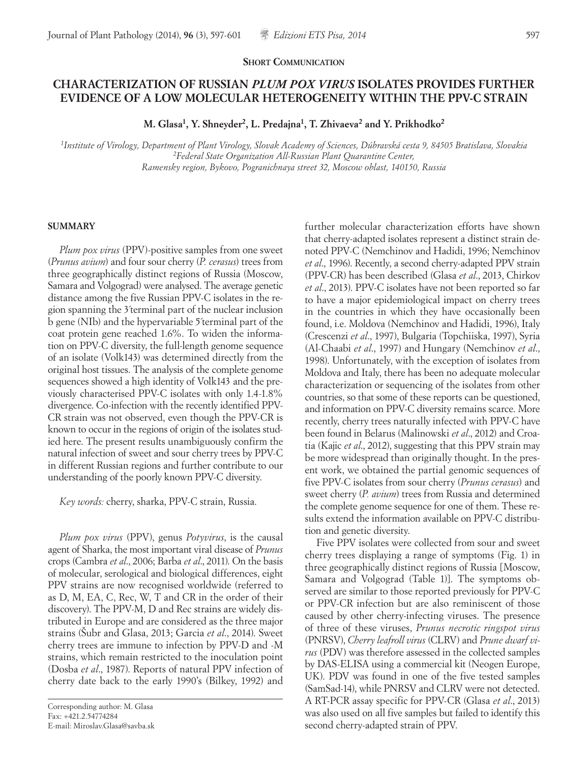**Short Communication**

# CHARACTERIZATION OF RUSSIAN *PLUM POX VIRUS* ISOLATES PROVIDES FURTHER EVIDENCE OF A LOW MOLECULAR HETEROGENEITY WITHIN THE PPV-C STRAIN

**M. Glasa[1], Y. Shneyder[2], L. Predajna[1], T. Zhivaeva[2] and Y. Prikhodko[2]**

[1]*Institute of Virology, Department of Plant Virology, Slovak Academy of Sciences, Dúbravská cesta 9, 84505 Bratislava, Slovakia*
[2]*Federal State Organization All-Russian Plant Quarantine Center, Ramensky region, Bykovo, Pogranichnaya street 32, Moscow oblast, 140150, Russia*

## SUMMARY

*Plum pox virus* (PPV)-positive samples from one sweet (*Prunus avium*) and four sour cherry (*P. cerasus*) trees from three geographically distinct regions of Russia (Moscow, Samara and Volgograd) were analysed. The average genetic distance among the five Russian PPV-C isolates in the region spanning the 3´terminal part of the nuclear inclusion b gene (NIb) and the hypervariable 5´terminal part of the coat protein gene reached 1.6%. To widen the information on PPV-C diversity, the full-length genome sequence of an isolate (Volk143) was determined directly from the original host tissues. The analysis of the complete genome sequences showed a high identity of Volk143 and the previously characterised PPV-C isolates with only 1.4-1.8% divergence. Co-infection with the recently identified PPV-CR strain was not observed, even though the PPV-CR is known to occur in the regions of origin of the isolates studied here. The present results unambiguously confirm the natural infection of sweet and sour cherry trees by PPV-C in different Russian regions and further contribute to our understanding of the poorly known PPV-C diversity.

*Key words:* cherry, sharka, PPV-C strain, Russia.

*Plum pox virus* (PPV), genus *Potyvirus*, is the causal agent of Sharka, the most important viral disease of *Prunus* crops (Cambra *et al*., 2006; Barba *et al*., 2011). On the basis of molecular, serological and biological differences, eight PPV strains are now recognised worldwide (referred to as D, M, EA, C, Rec, W, T and CR in the order of their discovery). The PPV-M, D and Rec strains are widely distributed in Europe and are considered as the three major strains (Šubr and Glasa, 2013; Garcia *et al*., 2014). Sweet cherry trees are immune to infection by PPV-D and -M strains, which remain restricted to the inoculation point (Dosba *et al*., 1987). Reports of natural PPV infection of cherry date back to the early 1990's (Bilkey, 1992) and further molecular characterization efforts have shown that cherry-adapted isolates represent a distinct strain denoted PPV-C (Nemchinov and Hadidi, 1996; Nemchinov *et al*., 1996). Recently, a second cherry-adapted PPV strain (PPV-CR) has been described (Glasa *et al*., 2013, Chirkov *et al*., 2013). PPV-C isolates have not been reported so far to have a major epidemiological impact on cherry trees in the countries in which they have occasionally been found, i.e. Moldova (Nemchinov and Hadidi, 1996), Italy (Crescenzi *et al*., 1997), Bulgaria (Topchiiska, 1997), Syria (Al-Chaabi *et al*., 1997) and Hungary (Nemchinov *et al*., 1998). Unfortunately, with the exception of isolates from Moldova and Italy, there has been no adequate molecular characterization or sequencing of the isolates from other countries, so that some of these reports can be questioned, and information on PPV-C diversity remains scarce. More recently, cherry trees naturally infected with PPV-C have been found in Belarus (Malinowski *et al*., 2012) and Croatia (Kajic *et al*., 2012), suggesting that this PPV strain may be more widespread than originally thought. In the present work, we obtained the partial genomic sequences of five PPV-C isolates from sour cherry (*Prunus cerasus*) and sweet cherry (*P. avium*) trees from Russia and determined the complete genome sequence for one of them. These results extend the information available on PPV-C distribution and genetic diversity.

Five PPV isolates were collected from sour and sweet cherry trees displaying a range of symptoms (Fig. 1) in three geographically distinct regions of Russia [Moscow, Samara and Volgograd (Table 1)]. The symptoms observed are similar to those reported previously for PPV-C or PPV-CR infection but are also reminiscent of those caused by other cherry-infecting viruses. The presence of three of these viruses, *Prunus necrotic ringspot virus* (PNRSV), *Cherry leafroll virus* (CLRV) and *Prune dwarf virus* (PDV) was therefore assessed in the collected samples by DAS-ELISA using a commercial kit (Neogen Europe, UK). PDV was found in one of the five tested samples (SamSad-14), while PNRSV and CLRV were not detected. A RT-PCR assay specific for PPV-CR (Glasa *et al*., 2013) was also used on all five samples but failed to identify this second cherry-adapted strain of PPV.

Corresponding author: M. Glasa
Fax: +421.2.54774284
E-mail: Miroslav.Glasa@savba.sk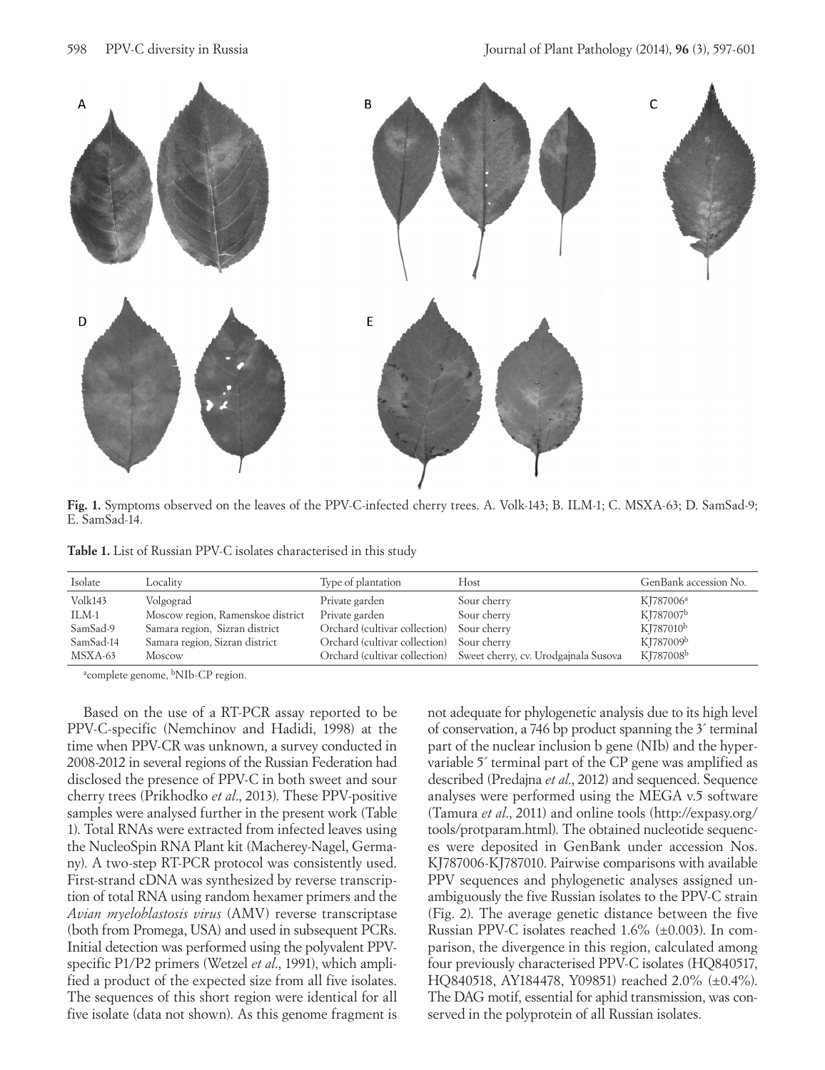**Fig. 1.** Symptoms observed on the leaves of the PPV-C-infected cherry trees. A. Volk-143; B. ILM-1; C. MSXA-63; D. SamSad-9; E. SamSad-14.

**Table 1.** List of Russian PPV-C isolates characterised in this study

| Isolate | Locality | Type of plantation | Host | GenBank accession No. |
|---|---|---|---|---|
| Volk143 | Volgograd | Private garden | Sour cherry | KJ787006[a] |
| ILM-1 | Moscow region, Ramenskoe district | Private garden | Sour cherry | KJ787007[b] |
| SamSad-9 | Samara region, Sizran district | Orchard (cultivar collection) | Sour cherry | KJ787010[b] |
| SamSad-14 | Samara region, Sizran district | Orchard (cultivar collection) | Sour cherry | KJ787009[b] |
| MSXA-63 | Moscow | Orchard (cultivar collection) | Sweet cherry, cv. Urodgajnala Susova | KJ787008[b] |

[a]complete genome, [b]NIb-CP region.

Based on the use of a RT-PCR assay reported to be PPV-C-specific (Nemchinov and Hadidi, 1998) at the time when PPV-CR was unknown, a survey conducted in 2008-2012 in several regions of the Russian Federation had disclosed the presence of PPV-C in both sweet and sour cherry trees (Prikhodko *et al*., 2013). These PPV-positive samples were analysed further in the present work (Table 1). Total RNAs were extracted from infected leaves using the NucleoSpin RNA Plant kit (Macherey-Nagel, Germany). A two-step RT-PCR protocol was consistently used. First-strand cDNA was synthesized by reverse transcription of total RNA using random hexamer primers and the *Avian myeloblastosis virus* (AMV) reverse transcriptase (both from Promega, USA) and used in subsequent PCRs. Initial detection was performed using the polyvalent PPV-specific P1/P2 primers (Wetzel *et al*., 1991), which amplified a product of the expected size from all five isolates. The sequences of this short region were identical for all five isolate (data not shown). As this genome fragment is not adequate for phylogenetic analysis due to its high level of conservation, a 746 bp product spanning the 3´ terminal part of the nuclear inclusion b gene (NIb) and the hypervariable 5´ terminal part of the CP gene was amplified as described (Predajna *et al*., 2012) and sequenced. Sequence analyses were performed using the MEGA v.5 software (Tamura *et al*., 2011) and online tools (http://expasy.org/tools/protparam.html). The obtained nucleotide sequences were deposited in GenBank under accession Nos. KJ787006-KJ787010. Pairwise comparisons with available PPV sequences and phylogenetic analyses assigned unambiguously the five Russian isolates to the PPV-C strain (Fig. 2). The average genetic distance between the five Russian PPV-C isolates reached 1.6% (±0.003). In comparison, the divergence in this region, calculated among four previously characterised PPV-C isolates (HQ840517, HQ840518, AY184478, Y09851) reached 2.0% (±0.4%). The DAG motif, essential for aphid transmission, was conserved in the polyprotein of all Russian isolates.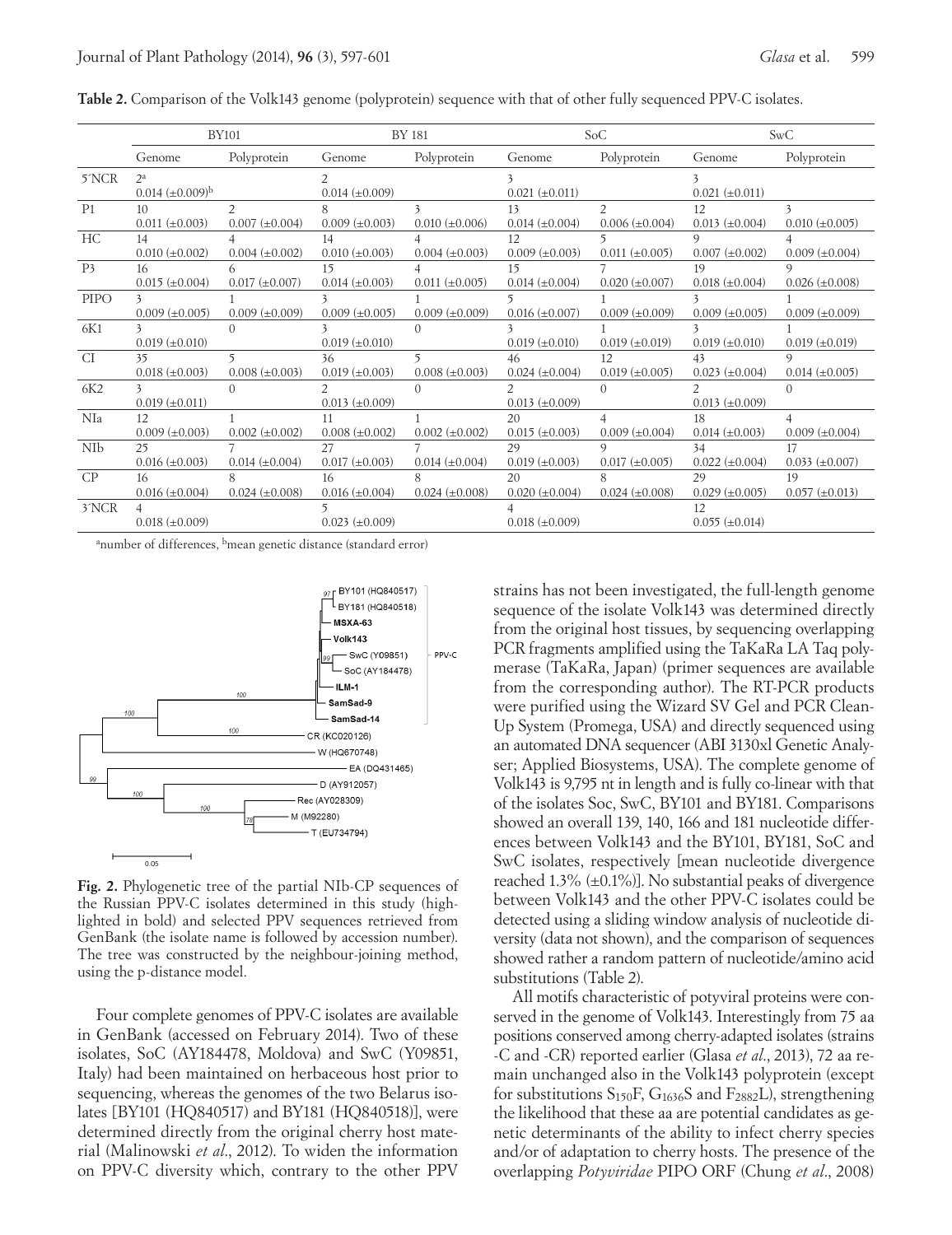**Table 2.** Comparison of the Volk143 genome (polyprotein) sequence with that of other fully sequenced PPV-C isolates.

| | BY101 | | BY 181 | | SoC | | SwC | |
|---|---|---|---|---|---|---|---|---|
| | Genome | Polyprotein | Genome | Polyprotein | Genome | Polyprotein | Genome | Polyprotein |
| 5´NCR | 2[a] 0.014 (±0.009)[b] | | 2 0.014 (±0.009) | | 3 0.021 (±0.011) | | 3 0.021 (±0.011) | |
| P1 | 10 0.011 (±0.003) | 2 0.007 (±0.004) | 8 0.009 (±0.003) | 3 0.010 (±0.006) | 13 0.014 (±0.004) | 2 0.006 (±0.004) | 12 0.013 (±0.004) | 3 0.010 (±0.005) |
| HC | 14 0.010 (±0.002) | 4 0.004 (±0.002) | 14 0.010 (±0.003) | 4 0.004 (±0.003) | 12 0.009 (±0.003) | 5 0.011 (±0.005) | 9 0.007 (±0.002) | 4 0.009 (±0.004) |
| P3 | 16 0.015 (±0.004) | 6 0.017 (±0.007) | 15 0.014 (±0.003) | 4 0.011 (±0.005) | 15 0.014 (±0.004) | 7 0.020 (±0.007) | 19 0.018 (±0.004) | 9 0.026 (±0.008) |
| PIPO | 3 0.009 (±0.005) | 1 0.009 (±0.009) | 3 0.009 (±0.005) | 1 0.009 (±0.009) | 5 0.016 (±0.007) | 1 0.009 (±0.009) | 3 0.009 (±0.005) | 1 0.009 (±0.009) |
| 6K1 | 3 0.019 (±0.010) | 0 | 3 0.019 (±0.010) | 0 | 3 0.019 (±0.010) | 1 0.019 (±0.019) | 3 0.019 (±0.010) | 1 0.019 (±0.019) |
| CI | 35 0.018 (±0.003) | 5 0.008 (±0.003) | 36 0.019 (±0.003) | 5 0.008 (±0.003) | 46 0.024 (±0.004) | 12 0.019 (±0.005) | 43 0.023 (±0.004) | 9 0.014 (±0.005) |
| 6K2 | 3 0.019 (±0.011) | 0 | 2 0.013 (±0.009) | 0 | 2 0.013 (±0.009) | 0 | 2 0.013 (±0.009) | 0 |
| NIa | 12 0.009 (±0.003) | 1 0.002 (±0.002) | 11 0.008 (±0.002) | 1 0.002 (±0.002) | 20 0.015 (±0.003) | 4 0.009 (±0.004) | 18 0.014 (±0.003) | 4 0.009 (±0.004) |
| NIb | 25 0.016 (±0.003) | 7 0.014 (±0.004) | 27 0.017 (±0.003) | 7 0.014 (±0.004) | 29 0.019 (±0.003) | 9 0.017 (±0.005) | 34 0.022 (±0.004) | 17 0.033 (±0.007) |
| CP | 16 0.016 (±0.004) | 8 0.024 (±0.008) | 16 0.016 (±0.004) | 8 0.024 (±0.008) | 20 0.020 (±0.004) | 8 0.024 (±0.008) | 29 0.029 (±0.005) | 19 0.057 (±0.013) |
| 3´NCR | 4 0.018 (±0.009) | | 5 0.023 (±0.009) | | 4 0.018 (±0.009) | | 12 0.055 (±0.014) | |

[a]number of differences, [b]mean genetic distance (standard error)

**Fig. 2.** Phylogenetic tree of the partial NIb-CP sequences of the Russian PPV-C isolates determined in this study (highlighted in bold) and selected PPV sequences retrieved from GenBank (the isolate name is followed by accession number). The tree was constructed by the neighbour-joining method, using the p-distance model.

Four complete genomes of PPV-C isolates are available in GenBank (accessed on February 2014). Two of these isolates, SoC (AY184478, Moldova) and SwC (Y09851, Italy) had been maintained on herbaceous host prior to sequencing, whereas the genomes of the two Belarus isolates [BY101 (HQ840517) and BY181 (HQ840518)], were determined directly from the original cherry host material (Malinowski *et al*., 2012). To widen the information on PPV-C diversity which, contrary to the other PPV strains has not been investigated, the full-length genome sequence of the isolate Volk143 was determined directly from the original host tissues, by sequencing overlapping PCR fragments amplified using the TaKaRa LA Taq polymerase (TaKaRa, Japan) (primer sequences are available from the corresponding author). The RT-PCR products were purified using the Wizard SV Gel and PCR Clean-Up System (Promega, USA) and directly sequenced using an automated DNA sequencer (ABI 3130xl Genetic Analyser; Applied Biosystems, USA). The complete genome of Volk143 is 9,795 nt in length and is fully co-linear with that of the isolates Soc, SwC, BY101 and BY181. Comparisons showed an overall 139, 140, 166 and 181 nucleotide differences between Volk143 and the BY101, BY181, SoC and SwC isolates, respectively [mean nucleotide divergence reached 1.3% (±0.1%)]. No substantial peaks of divergence between Volk143 and the other PPV-C isolates could be detected using a sliding window analysis of nucleotide diversity (data not shown), and the comparison of sequences showed rather a random pattern of nucleotide/amino acid substitutions (Table 2).

All motifs characteristic of potyviral proteins were conserved in the genome of Volk143. Interestingly from 75 aa positions conserved among cherry-adapted isolates (strains -C and -CR) reported earlier (Glasa *et al*., 2013), 72 aa remain unchanged also in the Volk143 polyprotein (except for substitutions $S_{150}F$, $G_{1636}S$ and $F_{2882}L$), strengthening the likelihood that these aa are potential candidates as genetic determinants of the ability to infect cherry species and/or of adaptation to cherry hosts. The presence of the overlapping *Potyviridae* PIPO ORF (Chung *et al*., 2008)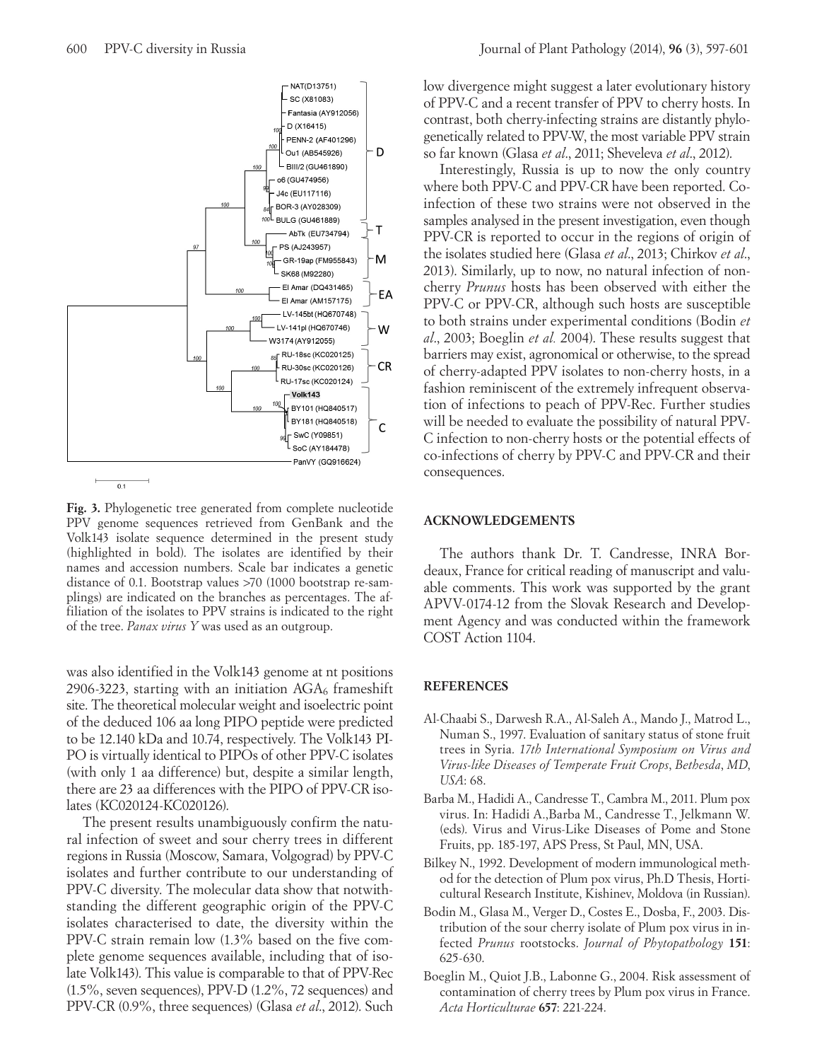**Fig. 3.** Phylogenetic tree generated from complete nucleotide PPV genome sequences retrieved from GenBank and the Volk143 isolate sequence determined in the present study (highlighted in bold). The isolates are identified by their names and accession numbers. Scale bar indicates a genetic distance of 0.1. Bootstrap values >70 (1000 bootstrap re-samplings) are indicated on the branches as percentages. The affiliation of the isolates to PPV strains is indicated to the right of the tree. *Panax virus Y* was used as an outgroup.

was also identified in the Volk143 genome at nt positions 2906-3223, starting with an initiation $AGA_6$ frameshift site. The theoretical molecular weight and isoelectric point of the deduced 106 aa long PIPO peptide were predicted to be 12.140 kDa and 10.74, respectively. The Volk143 PIPO is virtually identical to PIPOs of other PPV-C isolates (with only 1 aa difference) but, despite a similar length, there are 23 aa differences with the PIPO of PPV-CR isolates (KC020124-KC020126).

The present results unambiguously confirm the natural infection of sweet and sour cherry trees in different regions in Russia (Moscow, Samara, Volgograd) by PPV-C isolates and further contribute to our understanding of PPV-C diversity. The molecular data show that notwithstanding the different geographic origin of the PPV-C isolates characterised to date, the diversity within the PPV-C strain remain low (1.3% based on the five complete genome sequences available, including that of isolate Volk143). This value is comparable to that of PPV-Rec (1.5%, seven sequences), PPV-D (1.2%, 72 sequences) and PPV-CR (0.9%, three sequences) (Glasa *et al*., 2012). Such low divergence might suggest a later evolutionary history of PPV-C and a recent transfer of PPV to cherry hosts. In contrast, both cherry-infecting strains are distantly phylogenetically related to PPV-W, the most variable PPV strain so far known (Glasa *et al*., 2011; Sheveleva *et al*., 2012).

Interestingly, Russia is up to now the only country where both PPV-C and PPV-CR have been reported. Co-infection of these two strains were not observed in the samples analysed in the present investigation, even though PPV-CR is reported to occur in the regions of origin of the isolates studied here (Glasa *et al*., 2013; Chirkov *et al*., 2013). Similarly, up to now, no natural infection of non-cherry *Prunus* hosts has been observed with either the PPV-C or PPV-CR, although such hosts are susceptible to both strains under experimental conditions (Bodin *et al*., 2003; Boeglin *et al.* 2004). These results suggest that barriers may exist, agronomical or otherwise, to the spread of cherry-adapted PPV isolates to non-cherry hosts, in a fashion reminiscent of the extremely infrequent observation of infections to peach of PPV-Rec. Further studies will be needed to evaluate the possibility of natural PPV-C infection to non-cherry hosts or the potential effects of co-infections of cherry by PPV-C and PPV-CR and their consequences.

## ACKNOWLEDGEMENTS

The authors thank Dr. T. Candresse, INRA Bordeaux, France for critical reading of manuscript and valuable comments. This work was supported by the grant APVV-0174-12 from the Slovak Research and Development Agency and was conducted within the framework COST Action 1104.

## REFERENCES

Al-Chaabi S., Darwesh R.A., Al-Saleh A., Mando J., Matrod L., Numan S., 1997. Evaluation of sanitary status of stone fruit trees in Syria. *17th International Symposium on Virus and Virus-like Diseases of Temperate Fruit Crops*, *Bethesda*, *MD*, *USA*: 68.

Barba M., Hadidi A., Candresse T., Cambra M., 2011. Plum pox virus. In: Hadidi A.,Barba M., Candresse T., Jelkmann W. (eds). Virus and Virus-Like Diseases of Pome and Stone Fruits, pp. 185-197, APS Press, St Paul, MN, USA.

Bilkey N., 1992. Development of modern immunological method for the detection of Plum pox virus, Ph.D Thesis, Horticultural Research Institute, Kishinev, Moldova (in Russian).

Bodin M., Glasa M., Verger D., Costes E., Dosba, F., 2003. Distribution of the sour cherry isolate of Plum pox virus in infected *Prunus* rootstocks. *Journal of Phytopathology* **151**: 625-630.

Boeglin M., Quiot J.B., Labonne G., 2004. Risk assessment of contamination of cherry trees by Plum pox virus in France. *Acta Horticulturae* **657**: 221-224.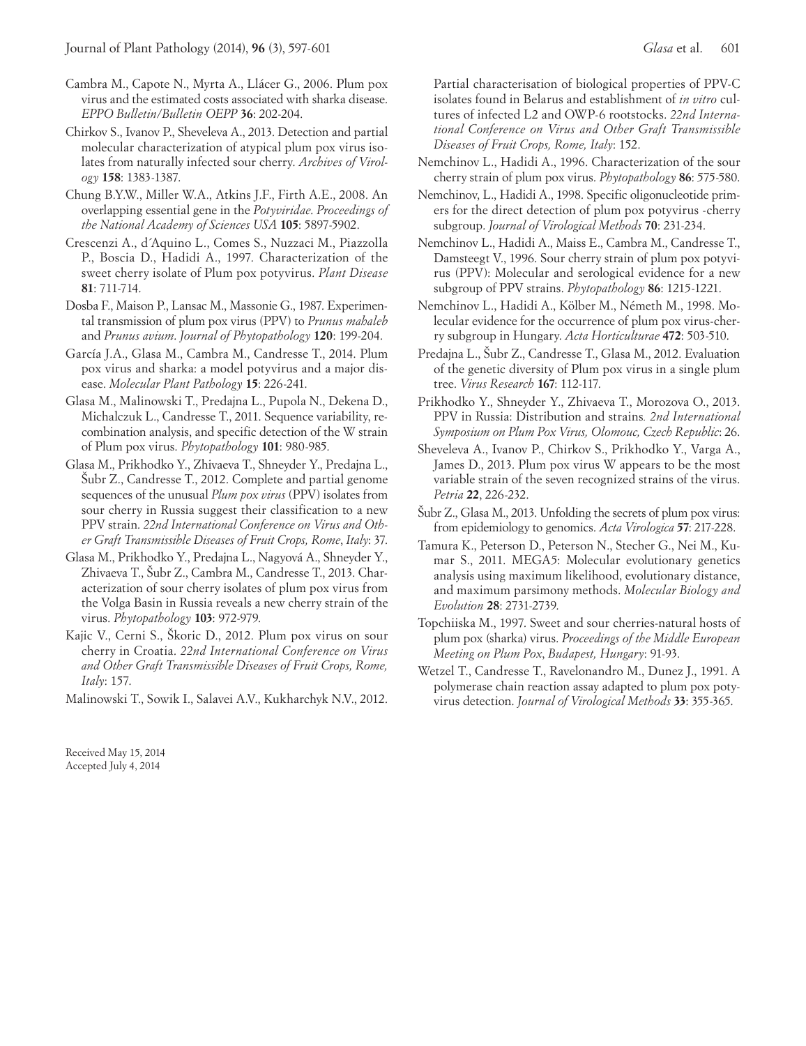Cambra M., Capote N., Myrta A., Llácer G., 2006. Plum pox virus and the estimated costs associated with sharka disease. *EPPO Bulletin/Bulletin OEPP* **36**: 202-204.

Chirkov S., Ivanov P., Sheveleva A., 2013. Detection and partial molecular characterization of atypical plum pox virus isolates from naturally infected sour cherry. *Archives of Virology* **158**: 1383-1387.

Chung B.Y.W., Miller W.A., Atkins J.F., Firth A.E., 2008. An overlapping essential gene in the *Potyviridae*. *Proceedings of the National Academy of Sciences USA* **105**: 5897-5902.

Crescenzi A., d´Aquino L., Comes S., Nuzzaci M., Piazzolla P., Boscia D., Hadidi A., 1997. Characterization of the sweet cherry isolate of Plum pox potyvirus. *Plant Disease* **81**: 711-714.

Dosba F., Maison P., Lansac M., Massonie G., 1987. Experimental transmission of plum pox virus (PPV) to *Prunus mahaleb* and *Prunus avium*. *Journal of Phytopathology* **120**: 199-204.

García J.A., Glasa M., Cambra M., Candresse T., 2014. Plum pox virus and sharka: a model potyvirus and a major disease. *Molecular Plant Pathology* **15**: 226-241.

Glasa M., Malinowski T., Predajna L., Pupola N., Dekena D., Michalczuk L., Candresse T., 2011. Sequence variability, recombination analysis, and specific detection of the W strain of Plum pox virus. *Phytopathology* **101**: 980-985.

Glasa M., Prikhodko Y., Zhivaeva T., Shneyder Y., Predajna L., Šubr Z., Candresse T., 2012. Complete and partial genome sequences of the unusual *Plum pox virus* (PPV) isolates from sour cherry in Russia suggest their classification to a new PPV strain. *22nd International Conference on Virus and Other Graft Transmissible Diseases of Fruit Crops, Rome, Italy*: 37.

Glasa M., Prikhodko Y., Predajna L., Nagyová A., Shneyder Y., Zhivaeva T., Šubr Z., Cambra M., Candresse T., 2013. Characterization of sour cherry isolates of plum pox virus from the Volga Basin in Russia reveals a new cherry strain of the virus. *Phytopathology* **103**: 972-979.

Kajic V., Cerni S., Škoric D., 2012. Plum pox virus on sour cherry in Croatia. *22nd International Conference on Virus and Other Graft Transmissible Diseases of Fruit Crops, Rome, Italy*: 157.

Malinowski T., Sowik I., Salavei A.V., Kukharchyk N.V., 2012. Partial characterisation of biological properties of PPV-C isolates found in Belarus and establishment of *in vitro* cultures of infected L2 and OWP-6 rootstocks. *22nd International Conference on Virus and Other Graft Transmissible Diseases of Fruit Crops, Rome, Italy*: 152.

Nemchinov L., Hadidi A., 1996. Characterization of the sour cherry strain of plum pox virus. *Phytopathology* **86**: 575-580.

Nemchinov, L., Hadidi A., 1998. Specific oligonucleotide primers for the direct detection of plum pox potyvirus -cherry subgroup. *Journal of Virological Methods* **70**: 231-234.

Nemchinov L., Hadidi A., Maiss E., Cambra M., Candresse T., Damsteegt V., 1996. Sour cherry strain of plum pox potyvirus (PPV): Molecular and serological evidence for a new subgroup of PPV strains. *Phytopathology* **86**: 1215-1221.

Nemchinov L., Hadidi A., Kölber M., Németh M., 1998. Molecular evidence for the occurrence of plum pox virus-cherry subgroup in Hungary. *Acta Horticulturae* **472**: 503-510.

Predajna L., Šubr Z., Candresse T., Glasa M., 2012. Evaluation of the genetic diversity of Plum pox virus in a single plum tree. *Virus Research* **167**: 112-117.

Prikhodko Y., Shneyder Y., Zhivaeva T., Morozova O., 2013. PPV in Russia: Distribution and strains. *2nd International Symposium on Plum Pox Virus, Olomouc, Czech Republic*: 26.

Sheveleva A., Ivanov P., Chirkov S., Prikhodko Y., Varga A., James D., 2013. Plum pox virus W appears to be the most variable strain of the seven recognized strains of the virus. *Petria* **22**, 226-232.

Šubr Z., Glasa M., 2013. Unfolding the secrets of plum pox virus: from epidemiology to genomics. *Acta Virologica* **57**: 217-228.

Tamura K., Peterson D., Peterson N., Stecher G., Nei M., Kumar S., 2011. MEGA5: Molecular evolutionary genetics analysis using maximum likelihood, evolutionary distance, and maximum parsimony methods. *Molecular Biology and Evolution* **28**: 2731-2739.

Topchiiska M., 1997. Sweet and sour cherries-natural hosts of plum pox (sharka) virus. *Proceedings of the Middle European Meeting on Plum Pox, Budapest, Hungary*: 91-93.

Wetzel T., Candresse T., Ravelonandro M., Dunez J., 1991. A polymerase chain reaction assay adapted to plum pox potyvirus detection. *Journal of Virological Methods* **33**: 355-365.

Received May 15, 2014
Accepted July 4, 2014